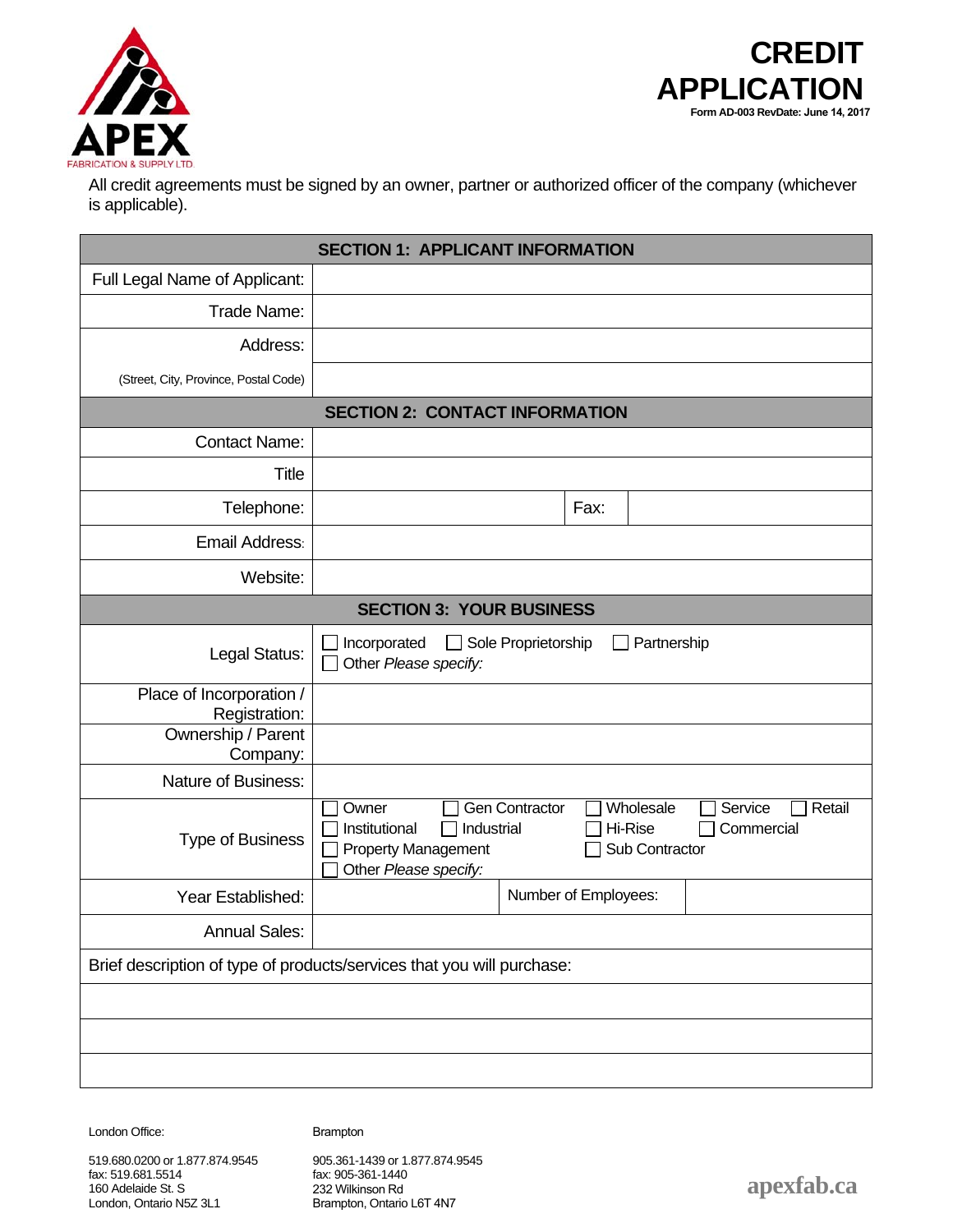APEX
FABRICATION & SUPPLY LTD.

# CREDIT APPLICATION

**Form AD-003 RevDate: June 14, 2017**

All credit agreements must be signed by an owner, partner or authorized officer of the company (whichever is applicable).

| **SECTION 1: APPLICANT INFORMATION** | | | |
|---|---|---|---|
| Full Legal Name of Applicant: | | | |
| Trade Name: | | | |
| Address: | | | |
| (Street, City, Province, Postal Code) | | | |
| **SECTION 2: CONTACT INFORMATION** | | | |
| Contact Name: | | | |
| Title | | | |
| Telephone: | | Fax: | |
| Email Address: | | | |
| Website: | | | |
| **SECTION 3: YOUR BUSINESS** | | | |
| Legal Status: | ☐ Incorporated ☐ Sole Proprietorship ☐ Partnership ☐ Other *Please specify:* | | |
| Place of Incorporation / Registration: | | | |
| Ownership / Parent Company: | | | |
| Nature of Business: | | | |
| Type of Business | ☐ Owner ☐ Gen Contractor ☐ Wholesale ☐ Service ☐ Retail ☐ Institutional ☐ Industrial ☐ Hi-Rise ☐ Commercial ☐ Property Management ☐ Sub Contractor ☐ Other *Please specify:* | | |
| Year Established: | | Number of Employees: | |
| Annual Sales: | | | |
| Brief description of type of products/services that you will purchase: | | | |
| | | | |
| | | | |
| | | | |

London Office:
519.680.0200 or 1.877.874.9545
fax: 519.681.5514
160 Adelaide St. S
London, Ontario N5Z 3L1

Brampton
905.361-1439 or 1.877.874.9545
fax: 905-361-1440
232 Wilkinson Rd
Brampton, Ontario L6T 4N7

apexfab.ca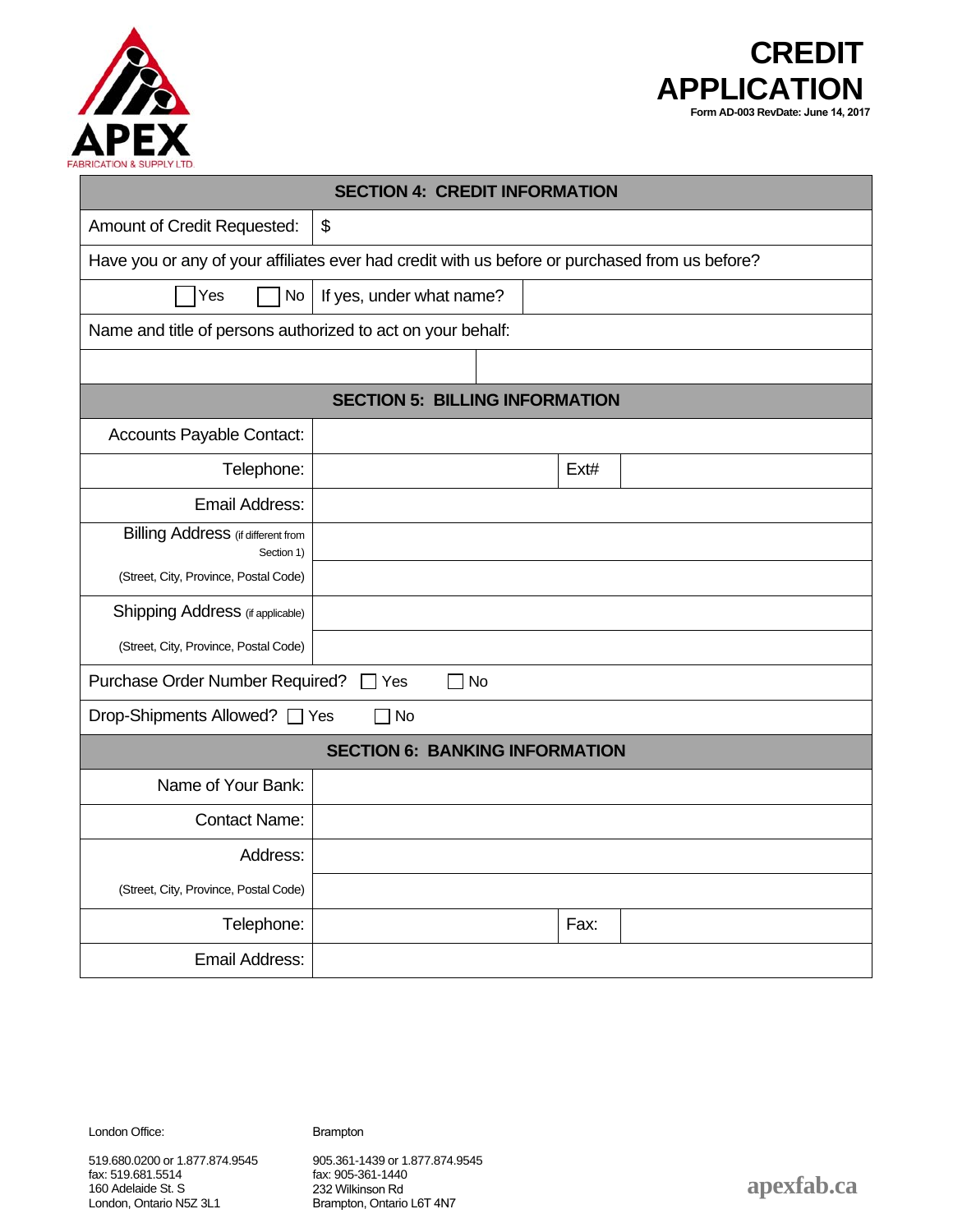# CREDIT APPLICATION

**Form AD-003 RevDate: June 14, 2017**

APEX FABRICATION & SUPPLY LTD.

| SECTION 4: CREDIT INFORMATION | | | |
|---|---|---|---|
| Amount of Credit Requested: | $ | | |
| Have you or any of your affiliates ever had credit with us before or purchased from us before? | | | |
| ☐ Yes ☐ No | If yes, under what name? | | |
| Name and title of persons authorized to act on your behalf: | | | |
| | | | |

| SECTION 5: BILLING INFORMATION | | | |
|---|---|---|---|
| Accounts Payable Contact: | | | |
| Telephone: | | Ext# | |
| Email Address: | | | |
| Billing Address (if different from Section 1) | | | |
| (Street, City, Province, Postal Code) | | | |
| Shipping Address (if applicable) | | | |
| (Street, City, Province, Postal Code) | | | |
| Purchase Order Number Required? ☐ Yes ☐ No | | | |
| Drop-Shipments Allowed? ☐ Yes ☐ No | | | |

| SECTION 6: BANKING INFORMATION | | | |
|---|---|---|---|
| Name of Your Bank: | | | |
| Contact Name: | | | |
| Address: | | | |
| (Street, City, Province, Postal Code) | | | |
| Telephone: | | Fax: | |
| Email Address: | | | |

London Office:

519.680.0200 or 1.877.874.9545
fax: 519.681.5514
160 Adelaide St. S
London, Ontario N5Z 3L1

Brampton

905.361-1439 or 1.877.874.9545
fax: 905-361-1440
232 Wilkinson Rd
Brampton, Ontario L6T 4N7

apexfab.ca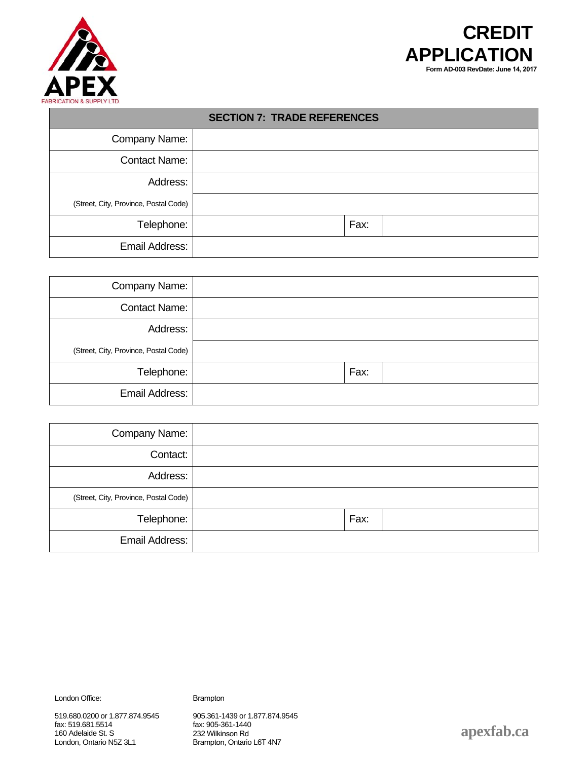# CREDIT APPLICATION

Form AD-003 RevDate: June 14, 2017

## SECTION 7: TRADE REFERENCES

| | | | |
|---|---|---|---|
| Company Name: | | | |
| Contact Name: | | | |
| Address: | | | |
| (Street, City, Province, Postal Code) | | | |
| Telephone: | | Fax: | |
| Email Address: | | | |

| | | | |
|---|---|---|---|
| Company Name: | | | |
| Contact Name: | | | |
| Address: | | | |
| (Street, City, Province, Postal Code) | | | |
| Telephone: | | Fax: | |
| Email Address: | | | |

| | | | |
|---|---|---|---|
| Company Name: | | | |
| Contact: | | | |
| Address: | | | |
| (Street, City, Province, Postal Code) | | | |
| Telephone: | | Fax: | |
| Email Address: | | | |

London Office:

519.680.0200 or 1.877.874.9545
fax: 519.681.5514
160 Adelaide St. S
London, Ontario N5Z 3L1

Brampton

905.361-1439 or 1.877.874.9545
fax: 905-361-1440
232 Wilkinson Rd
Brampton, Ontario L6T 4N7

apexfab.ca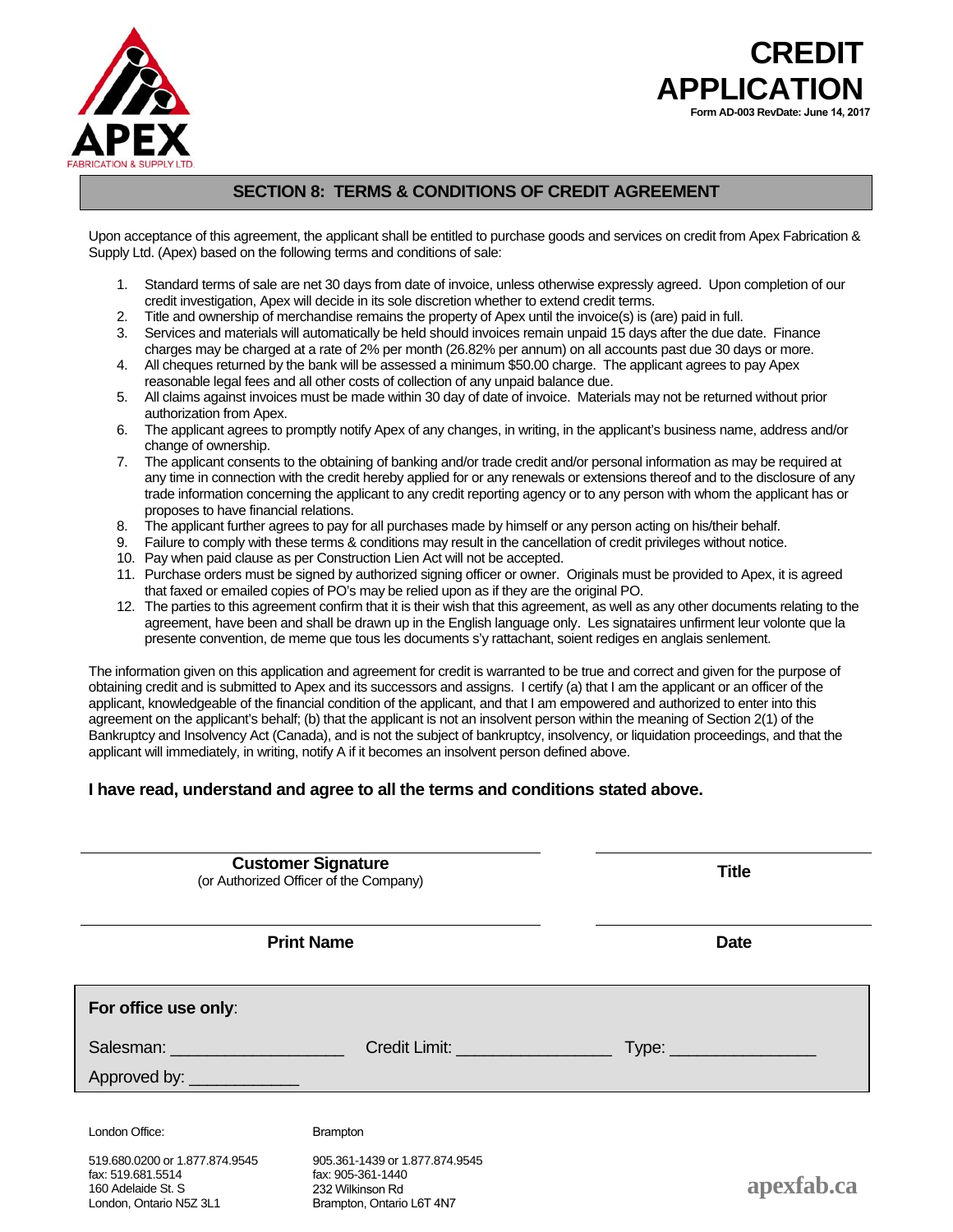APEX
FABRICATION & SUPPLY LTD.

# CREDIT APPLICATION

**Form AD-003 RevDate: June 14, 2017**

## SECTION 8: TERMS & CONDITIONS OF CREDIT AGREEMENT

Upon acceptance of this agreement, the applicant shall be entitled to purchase goods and services on credit from Apex Fabrication & Supply Ltd. (Apex) based on the following terms and conditions of sale:

1. Standard terms of sale are net 30 days from date of invoice, unless otherwise expressly agreed. Upon completion of our credit investigation, Apex will decide in its sole discretion whether to extend credit terms.
2. Title and ownership of merchandise remains the property of Apex until the invoice(s) is (are) paid in full.
3. Services and materials will automatically be held should invoices remain unpaid 15 days after the due date. Finance charges may be charged at a rate of 2% per month (26.82% per annum) on all accounts past due 30 days or more.
4. All cheques returned by the bank will be assessed a minimum $50.00 charge. The applicant agrees to pay Apex reasonable legal fees and all other costs of collection of any unpaid balance due.
5. All claims against invoices must be made within 30 day of date of invoice. Materials may not be returned without prior authorization from Apex.
6. The applicant agrees to promptly notify Apex of any changes, in writing, in the applicant's business name, address and/or change of ownership.
7. The applicant consents to the obtaining of banking and/or trade credit and/or personal information as may be required at any time in connection with the credit hereby applied for or any renewals or extensions thereof and to the disclosure of any trade information concerning the applicant to any credit reporting agency or to any person with whom the applicant has or proposes to have financial relations.
8. The applicant further agrees to pay for all purchases made by himself or any person acting on his/their behalf.
9. Failure to comply with these terms & conditions may result in the cancellation of credit privileges without notice.
10. Pay when paid clause as per Construction Lien Act will not be accepted.
11. Purchase orders must be signed by authorized signing officer or owner. Originals must be provided to Apex, it is agreed that faxed or emailed copies of PO's may be relied upon as if they are the original PO.
12. The parties to this agreement confirm that it is their wish that this agreement, as well as any other documents relating to the agreement, have been and shall be drawn up in the English language only. Les signataires unfirment leur volonte que la presente convention, de meme que tous les documents s'y rattachant, soient rediges en anglais senlement.

The information given on this application and agreement for credit is warranted to be true and correct and given for the purpose of obtaining credit and is submitted to Apex and its successors and assigns. I certify (a) that I am the applicant or an officer of the applicant, knowledgeable of the financial condition of the applicant, and that I am empowered and authorized to enter into this agreement on the applicant's behalf; (b) that the applicant is not an insolvent person within the meaning of Section 2(1) of the Bankruptcy and Insolvency Act (Canada), and is not the subject of bankruptcy, insolvency, or liquidation proceedings, and that the applicant will immediately, in writing, notify A if it becomes an insolvent person defined above.

**I have read, understand and agree to all the terms and conditions stated above.**

| | |
|---|---|
| **Customer Signature** (or Authorized Officer of the Company) | **Title** |
| **Print Name** | **Date** |

**For office use only**:

Salesman: ___________________ Credit Limit: _________________ Type: ________________

Approved by: ____________

London Office:
519.680.0200 or 1.877.874.9545
fax: 519.681.5514
160 Adelaide St. S
London, Ontario N5Z 3L1

Brampton
905.361-1439 or 1.877.874.9545
fax: 905-361-1440
232 Wilkinson Rd
Brampton, Ontario L6T 4N7

apexfab.ca